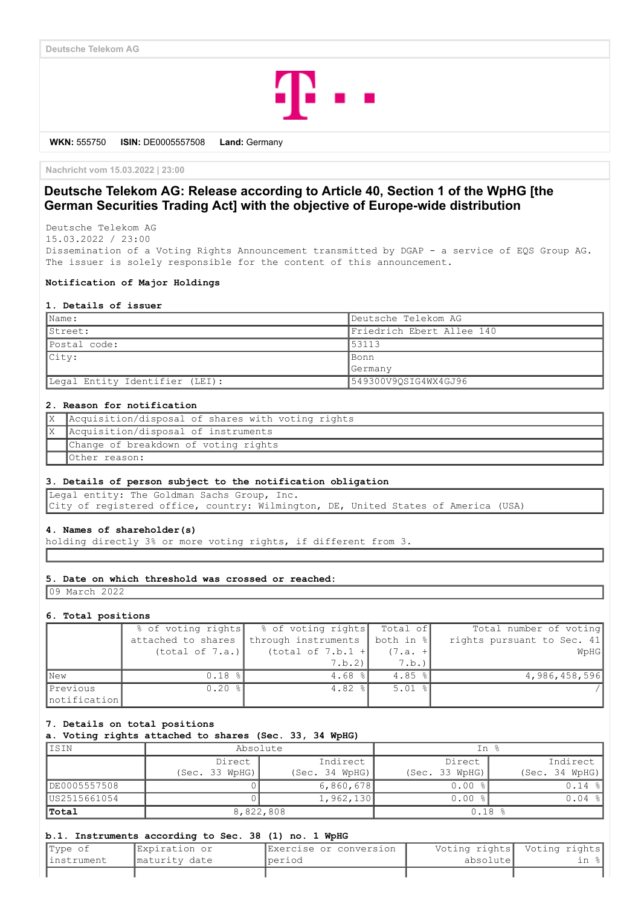Deutsche Telekom AG

**WKN:** 555750 **ISIN:** DE0005557508 **Land:** Germany

Nachricht vom 15.03.2022 | 23:00

# Deutsche Telekom AG: Release according to Article 40, Section 1 of the WpHG [the German Securities Trading Act] with the objective of Europe-wide distribution

Deutsche Telekom AG
15.03.2022 / 23:00
Dissemination of a Voting Rights Announcement transmitted by DGAP - a service of EQS Group AG.
The issuer is solely responsible for the content of this announcement.

**Notification of Major Holdings**

**1. Details of issuer**

| | |
|---|---|
| Name: | Deutsche Telekom AG |
| Street: | Friedrich Ebert Allee 140 |
| Postal code: | 53113 |
| City: | Bonn<br>Germany |
| Legal Entity Identifier (LEI): | 549300V9QSIG4WX4GJ96 |

**2. Reason for notification**

| | |
|---|---|
| X | Acquisition/disposal of shares with voting rights |
| X | Acquisition/disposal of instruments |
| | Change of breakdown of voting rights |
| | Other reason: |

**3. Details of person subject to the notification obligation**

Legal entity: The Goldman Sachs Group, Inc.
City of registered office, country: Wilmington, DE, United States of America (USA)

**4. Names of shareholder(s)**
holding directly 3% or more voting rights, if different from 3.

**5. Date on which threshold was crossed or reached:**

09 March 2022

**6. Total positions**

| | % of voting rights attached to shares (total of 7.a.) | % of voting rights through instruments (total of 7.b.1 + 7.b.2) | Total of both in % (7.a. + 7.b.) | Total number of voting rights pursuant to Sec. 41 WpHG |
|---|---|---|---|---|
| New | 0.18 % | 4.68 % | 4.85 % | 4,986,458,596 |
| Previous notification | 0.20 % | 4.82 % | 5.01 % | / |

**7. Details on total positions**
**a. Voting rights attached to shares (Sec. 33, 34 WpHG)**

| ISIN | Absolute | | In % | |
|---|---|---|---|---|
| | Direct (Sec. 33 WpHG) | Indirect (Sec. 34 WpHG) | Direct (Sec. 33 WpHG) | Indirect (Sec. 34 WpHG) |
| DE0005557508 | 0 | 6,860,678 | 0.00 % | 0.14 % |
| US2515661054 | 0 | 1,962,130 | 0.00 % | 0.04 % |
| **Total** | 8,822,808 | | 0.18 % | |

**b.1. Instruments according to Sec. 38 (1) no. 1 WpHG**

| Type of instrument | Expiration or maturity date | Exercise or conversion period | Voting rights absolute | Voting rights in % |
|---|---|---|---|---|
| | | | | |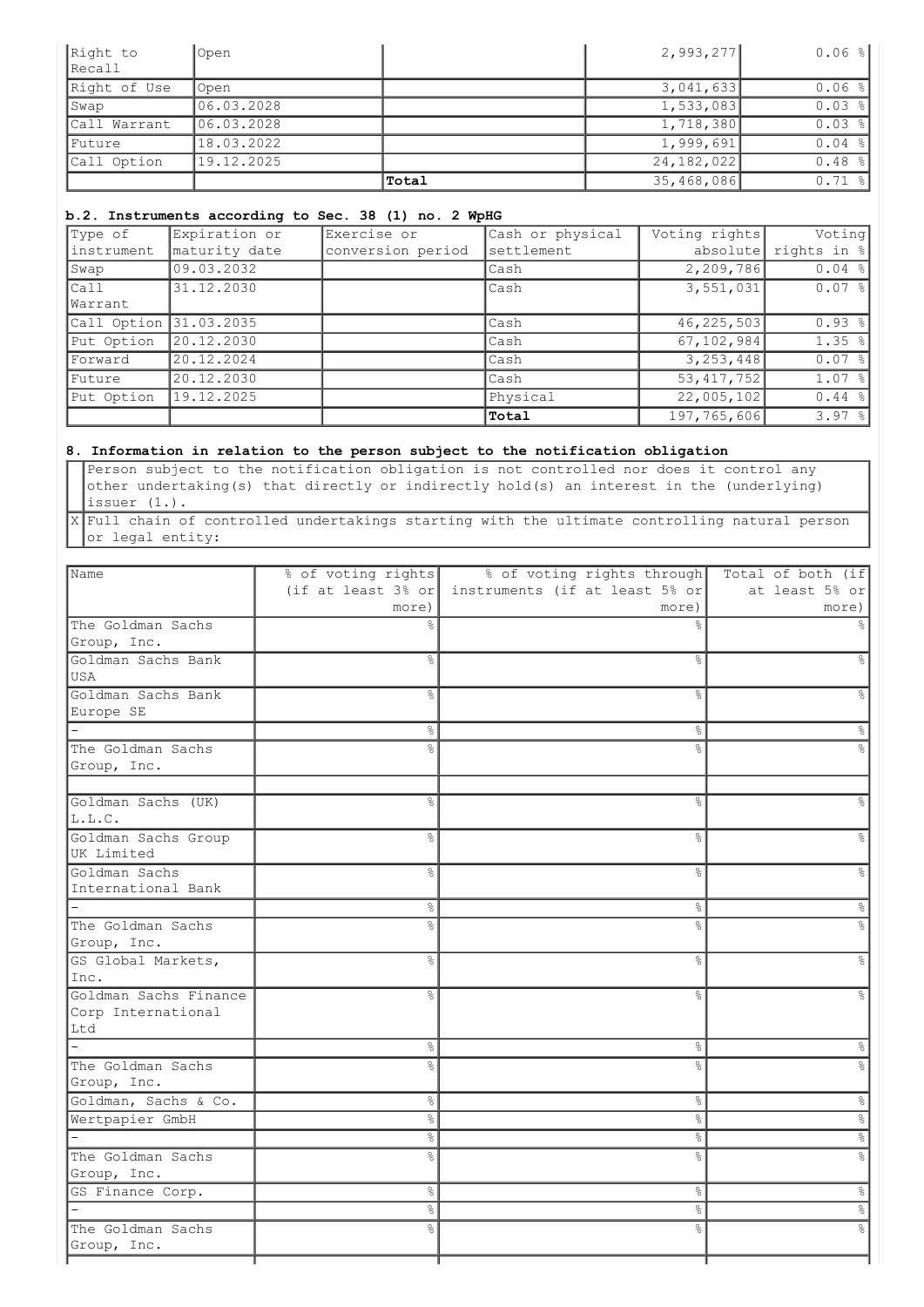| Right to Recall | Open | | 2,993,277 | 0.06 % |
|---|---|---|---|---|
| Right of Use | Open | | 3,041,633 | 0.06 % |
| Swap | 06.03.2028 | | 1,533,083 | 0.03 % |
| Call Warrant | 06.03.2028 | | 1,718,380 | 0.03 % |
| Future | 18.03.2022 | | 1,999,691 | 0.04 % |
| Call Option | 19.12.2025 | | 24,182,022 | 0.48 % |
| | | **Total** | 35,468,086 | 0.71 % |

### b.2. Instruments according to Sec. 38 (1) no. 2 WpHG

| Type of instrument | Expiration or maturity date | Exercise or conversion period | Cash or physical settlement | Voting rights absolute | Voting rights in % |
|---|---|---|---|---|---|
| Swap | 09.03.2032 | | Cash | 2,209,786 | 0.04 % |
| Call Warrant | 31.12.2030 | | Cash | 3,551,031 | 0.07 % |
| Call Option | 31.03.2035 | | Cash | 46,225,503 | 0.93 % |
| Put Option | 20.12.2030 | | Cash | 67,102,984 | 1.35 % |
| Forward | 20.12.2024 | | Cash | 3,253,448 | 0.07 % |
| Future | 20.12.2030 | | Cash | 53,417,752 | 1.07 % |
| Put Option | 19.12.2025 | | Physical | 22,005,102 | 0.44 % |
| | | | **Total** | 197,765,606 | 3.97 % |

### 8. Information in relation to the person subject to the notification obligation

| | |
|---|---|
| | Person subject to the notification obligation is not controlled nor does it control any other undertaking(s) that directly or indirectly hold(s) an interest in the (underlying) issuer (1.). |
| X | Full chain of controlled undertakings starting with the ultimate controlling natural person or legal entity: |

| Name | % of voting rights (if at least 3% or more) | % of voting rights through instruments (if at least 5% or more) | Total of both (if at least 5% or more) |
|---|---|---|---|
| The Goldman Sachs Group, Inc. | % | % | % |
| Goldman Sachs Bank USA | % | % | % |
| Goldman Sachs Bank Europe SE | % | % | % |
| - | % | % | % |
| The Goldman Sachs Group, Inc. | % | % | % |
| | | | |
| Goldman Sachs (UK) L.L.C. | % | % | % |
| Goldman Sachs Group UK Limited | % | % | % |
| Goldman Sachs International Bank | % | % | % |
| - | % | % | % |
| The Goldman Sachs Group, Inc. | % | % | % |
| GS Global Markets, Inc. | % | % | % |
| Goldman Sachs Finance Corp International Ltd | % | % | % |
| - | % | % | % |
| The Goldman Sachs Group, Inc. | % | % | % |
| Goldman, Sachs & Co. | % | % | % |
| Wertpapier GmbH | % | % | % |
| - | % | % | % |
| The Goldman Sachs Group, Inc. | % | % | % |
| GS Finance Corp. | % | % | % |
| - | % | % | % |
| The Goldman Sachs Group, Inc. | % | % | % |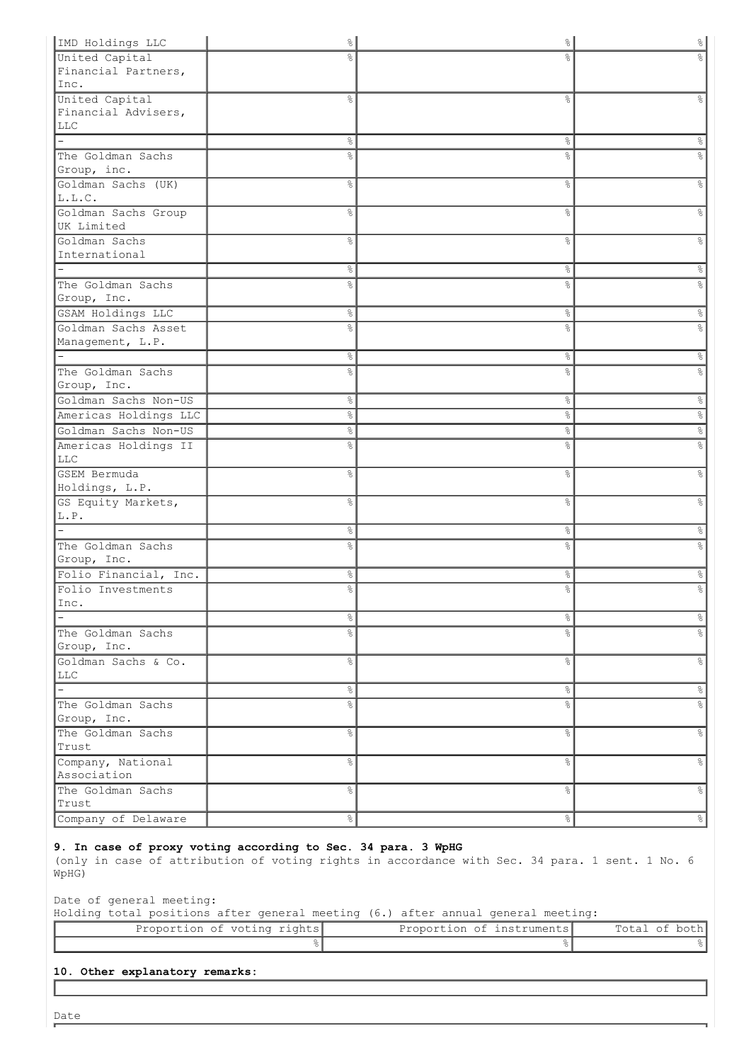| IMD Holdings LLC | % | % | % |
|---|---|---|---|
| United Capital Financial Partners, Inc. | % | % | % |
| United Capital Financial Advisers, LLC | % | % | % |
| - | % | % | % |
| The Goldman Sachs Group, inc. | % | % | % |
| Goldman Sachs (UK) L.L.C. | % | % | % |
| Goldman Sachs Group UK Limited | % | % | % |
| Goldman Sachs International | % | % | % |
| - | % | % | % |
| The Goldman Sachs Group, Inc. | % | % | % |
| GSAM Holdings LLC | % | % | % |
| Goldman Sachs Asset Management, L.P. | % | % | % |
| - | % | % | % |
| The Goldman Sachs Group, Inc. | % | % | % |
| Goldman Sachs Non-US | % | % | % |
| Americas Holdings LLC | % | % | % |
| Goldman Sachs Non-US | % | % | % |
| Americas Holdings II LLC | % | % | % |
| GSEM Bermuda Holdings, L.P. | % | % | % |
| GS Equity Markets, L.P. | % | % | % |
| - | % | % | % |
| The Goldman Sachs Group, Inc. | % | % | % |
| Folio Financial, Inc. | % | % | % |
| Folio Investments Inc. | % | % | % |
| - | % | % | % |
| The Goldman Sachs Group, Inc. | % | % | % |
| Goldman Sachs & Co. LLC | % | % | % |
| - | % | % | % |
| The Goldman Sachs Group, Inc. | % | % | % |
| The Goldman Sachs Trust | % | % | % |
| Company, National Association | % | % | % |
| The Goldman Sachs Trust | % | % | % |
| Company of Delaware | % | % | % |

**9. In case of proxy voting according to Sec. 34 para. 3 WpHG**
(only in case of attribution of voting rights in accordance with Sec. 34 para. 1 sent. 1 No. 6 WpHG)

Date of general meeting:
Holding total positions after general meeting (6.) after annual general meeting:

| Proportion of voting rights | Proportion of instruments | Total of both |
|---|---|---|
| % | % | % |

**10. Other explanatory remarks:**

Date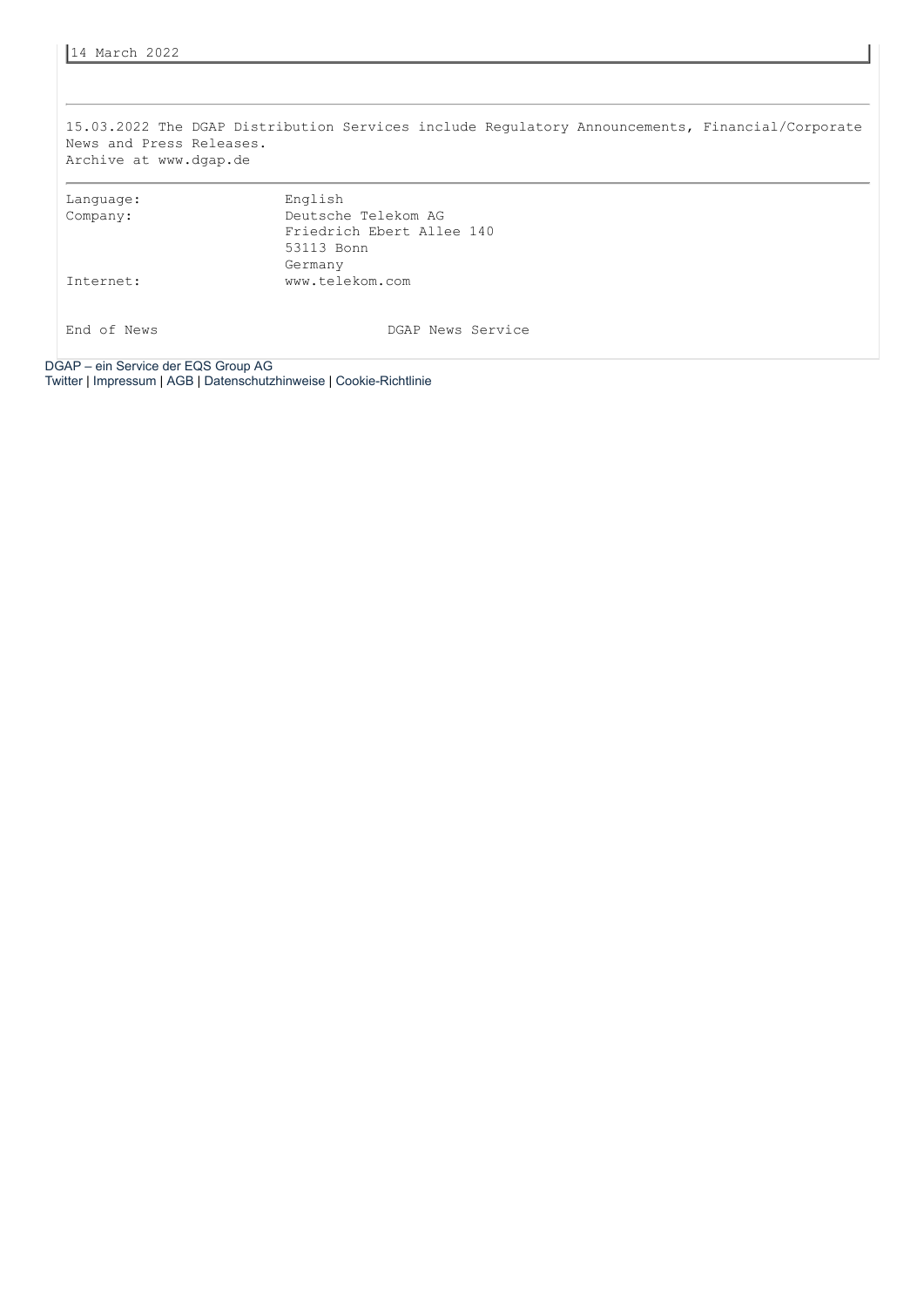14 March 2022

---

15.03.2022 The DGAP Distribution Services include Regulatory Announcements, Financial/Corporate News and Press Releases.
Archive at www.dgap.de

---

| | |
|---|---|
| Language: | English |
| Company: | Deutsche Telekom AG<br>Friedrich Ebert Allee 140<br>53113 Bonn<br>Germany |
| Internet: | www.telekom.com |

End of News DGAP News Service

DGAP – ein Service der EQS Group AG
Twitter | Impressum | AGB | Datenschutzhinweise | Cookie-Richtlinie